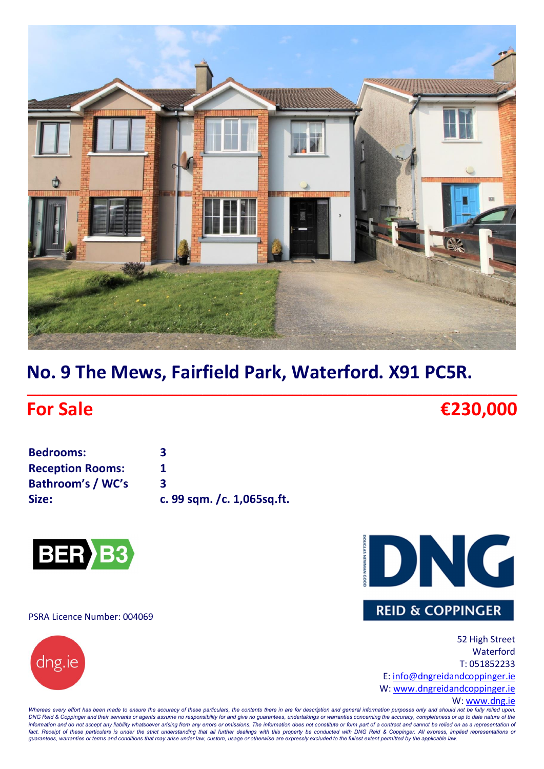# No. 9 The Mews, Fairfield Park, Waterford. X91 PC5R.

## For Sale — €230,000

| | |
|---|---|
| **Bedrooms:** | **3** |
| **Reception Rooms:** | **1** |
| **Bathroom's / WC's** | **3** |
| **Size:** | **c. 99 sqm. /c. 1,065sq.ft.** |

BER B3

PSRA Licence Number: 004069

DNG REID & COPPINGER

dng.ie

52 High Street
Waterford
T: 051852233
E: info@dngreidandcoppinger.ie
W: www.dngreidandcoppinger.ie
W: www.dng.ie

*Whereas every effort has been made to ensure the accuracy of these particulars, the contents there in are for description and general information purposes only and should not be fully relied upon. DNG Reid & Coppinger and their servants or agents assume no responsibility for and give no guarantees, undertakings or warranties concerning the accuracy, completeness or up to date nature of the information and do not accept any liability whatsoever arising from any errors or omissions. The information does not constitute or form part of a contract and cannot be relied on as a representation of fact. Receipt of these particulars is under the strict understanding that all further dealings with this property be conducted with DNG Reid & Coppinger. All express, implied representations or guarantees, warranties or terms and conditions that may arise under law, custom, usage or otherwise are expressly excluded to the fullest extent permitted by the applicable law.*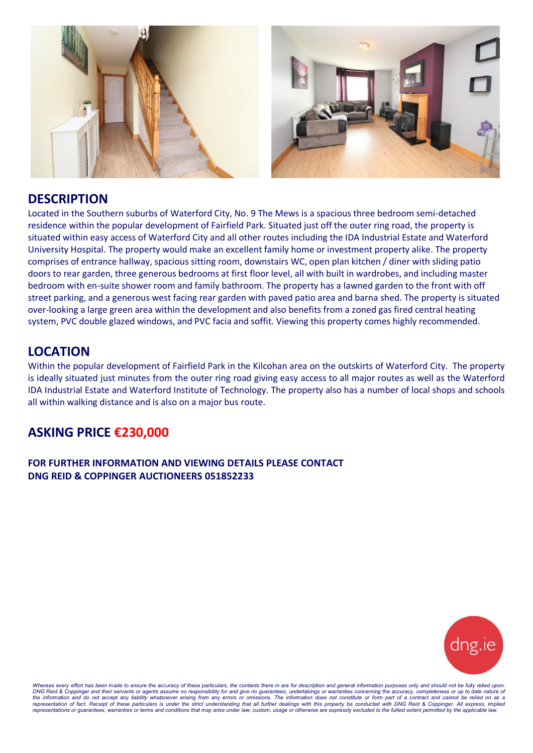## DESCRIPTION

Located in the Southern suburbs of Waterford City, No. 9 The Mews is a spacious three bedroom semi-detached residence within the popular development of Fairfield Park. Situated just off the outer ring road, the property is situated within easy access of Waterford City and all other routes including the IDA Industrial Estate and Waterford University Hospital. The property would make an excellent family home or investment property alike. The property comprises of entrance hallway, spacious sitting room, downstairs WC, open plan kitchen / diner with sliding patio doors to rear garden, three generous bedrooms at first floor level, all with built in wardrobes, and including master bedroom with en-suite shower room and family bathroom. The property has a lawned garden to the front with off street parking, and a generous west facing rear garden with paved patio area and barna shed. The property is situated over-looking a large green area within the development and also benefits from a zoned gas fired central heating system, PVC double glazed windows, and PVC facia and soffit. Viewing this property comes highly recommended.

## LOCATION

Within the popular development of Fairfield Park in the Kilcohan area on the outskirts of Waterford City. The property is ideally situated just minutes from the outer ring road giving easy access to all major routes as well as the Waterford IDA Industrial Estate and Waterford Institute of Technology. The property also has a number of local shops and schools all within walking distance and is also on a major bus route.

## ASKING PRICE €230,000

**FOR FURTHER INFORMATION AND VIEWING DETAILS PLEASE CONTACT**
**DNG REID & COPPINGER AUCTIONEERS 051852233**

dng.ie

*Whereas every effort has been made to ensure the accuracy of these particulars, the contents there in are for description and general information purposes only and should not be fully relied upon. DNG Reid & Coppinger and their servants or agents assume no responsibility for and give no guarantees, undertakings or warranties concerning the accuracy, completeness or up to date nature of the information and do not accept any liability whatsoever arising from any errors or omissions. The information does not constitute or form part of a contract and cannot be relied on as a representation of fact. Receipt of these particulars is under the strict understanding that all further dealings with this property be conducted with DNG Reid & Coppinger. All express, implied representations or guarantees, warranties or terms and conditions that may arise under law, custom, usage or otherwise are expressly excluded to the fullest extent permitted by the applicable law.*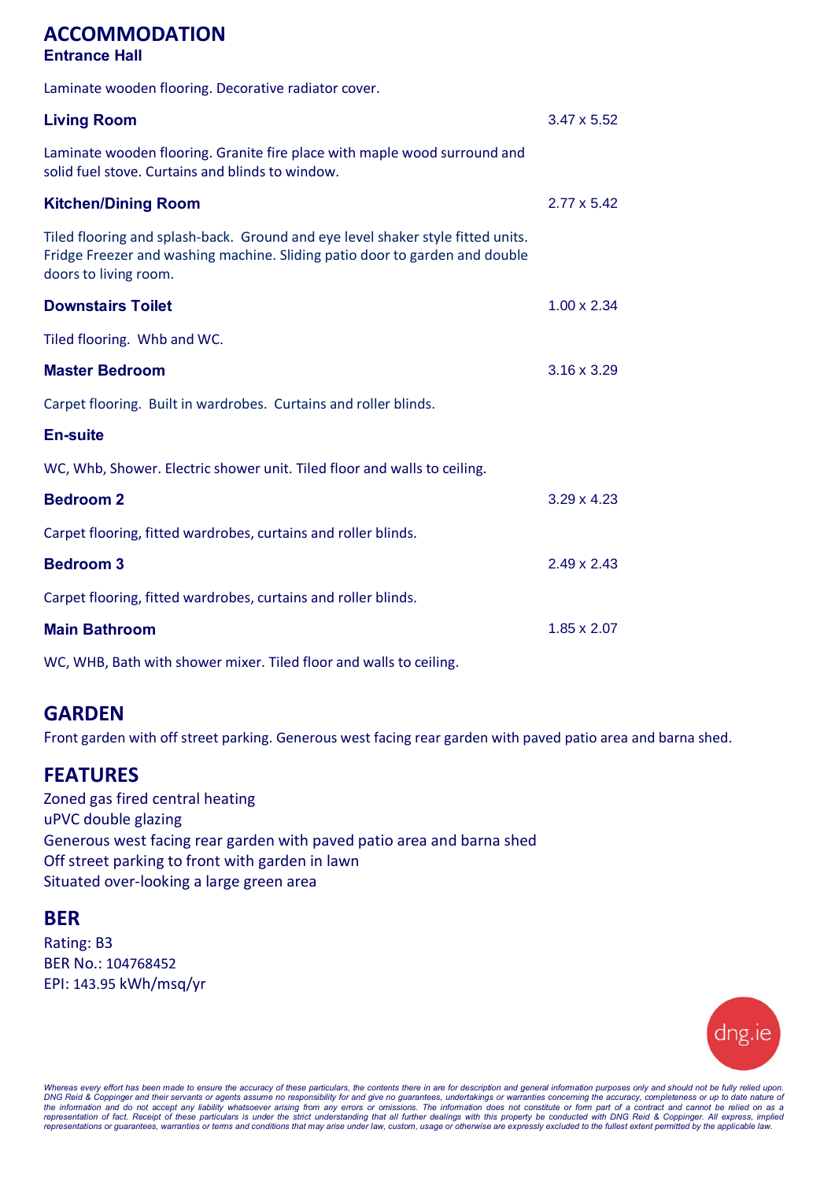# ACCOMMODATION

### Entrance Hall

Laminate wooden flooring. Decorative radiator cover.

### Living Room

3.47 x 5.52

Laminate wooden flooring. Granite fire place with maple wood surround and solid fuel stove. Curtains and blinds to window.

### Kitchen/Dining Room

2.77 x 5.42

Tiled flooring and splash-back. Ground and eye level shaker style fitted units. Fridge Freezer and washing machine. Sliding patio door to garden and double doors to living room.

### Downstairs Toilet

1.00 x 2.34

Tiled flooring. Whb and WC.

### Master Bedroom

3.16 x 3.29

Carpet flooring. Built in wardrobes. Curtains and roller blinds.

### En-suite

WC, Whb, Shower. Electric shower unit. Tiled floor and walls to ceiling.

### Bedroom 2

3.29 x 4.23

Carpet flooring, fitted wardrobes, curtains and roller blinds.

### Bedroom 3

2.49 x 2.43

Carpet flooring, fitted wardrobes, curtains and roller blinds.

### Main Bathroom

1.85 x 2.07

WC, WHB, Bath with shower mixer. Tiled floor and walls to ceiling.

## GARDEN

Front garden with off street parking. Generous west facing rear garden with paved patio area and barna shed.

## FEATURES

Zoned gas fired central heating
uPVC double glazing
Generous west facing rear garden with paved patio area and barna shed
Off street parking to front with garden in lawn
Situated over-looking a large green area

## BER

Rating: B3
BER No.: 104768452
EPI: 143.95 kWh/msq/yr

dng.ie

*Whereas every effort has been made to ensure the accuracy of these particulars, the contents there in are for description and general information purposes only and should not be fully relied upon. DNG Reid & Coppinger and their servants or agents assume no responsibility for and give no guarantees, undertakings or warranties concerning the accuracy, completeness or up to date nature of the information and do not accept any liability whatsoever arising from any errors or omissions. The information does not constitute or form part of a contract and cannot be relied on as a representation of fact. Receipt of these particulars is under the strict understanding that all further dealings with this property be conducted with DNG Reid & Coppinger. All express, implied representations or guarantees, warranties or terms and conditions that may arise under law, custom, usage or otherwise are expressly excluded to the fullest extent permitted by the applicable law.*